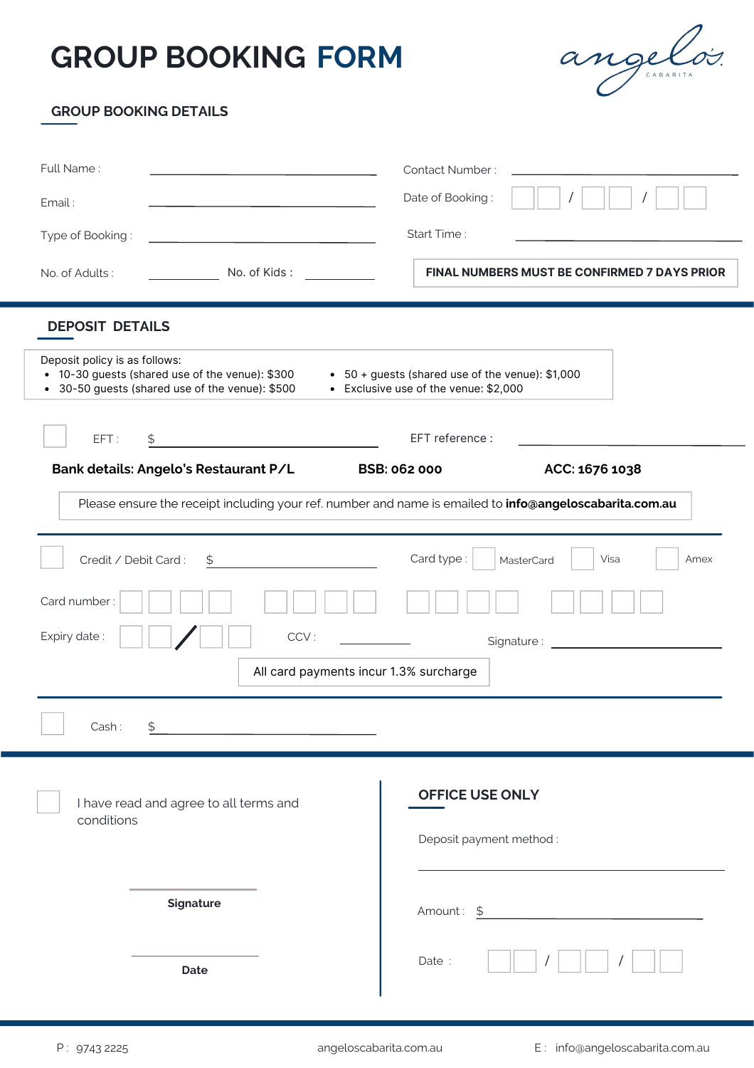# GROUP BOOKING FORM

angelo's CABARITA

## GROUP BOOKING DETAILS

Full Name : ____________________

Contact Number : ____________________

Email : ____________________

Date of Booking : __ __ / __ __ / __ __

Type of Booking : ____________________

Start Time : ____________________

No. of Adults : __________ No. of Kids : __________

**FINAL NUMBERS MUST BE CONFIRMED 7 DAYS PRIOR**

## DEPOSIT DETAILS

Deposit policy is as follows:

- 10-30 guests (shared use of the venue): $300
- 30-50 guests (shared use of the venue): $500
- 50 + guests (shared use of the venue): $1,000
- Exclusive use of the venue: $2,000

☐ EFT : $ ____________________

EFT reference : ____________________

**Bank details: Angelo's Restaurant P/L** **BSB: 062 000** **ACC: 1676 1038**

Please ensure the receipt including your ref. number and name is emailed to **info@angeloscabarita.com.au**

☐ Credit / Debit Card : $ ____________________

Card type : ☐ MasterCard ☐ Visa ☐ Amex

Card number : __ __ __ __ &nbsp; __ __ __ __ &nbsp; __ __ __ __ &nbsp; __ __ __ __

Expiry date : __ __ / __ __

CCV : __________

Signature : ____________________

All card payments incur 1.3% surcharge

☐ Cash : $ ____________________

☐ I have read and agree to all terms and conditions

____________________

**Signature**

____________________

**Date**

## OFFICE USE ONLY

Deposit payment method :

____________________

Amount : $ ____________________

Date : __ __ / __ __ / __ __

P : 9743 2225 &nbsp; angeloscabarita.com.au &nbsp; E : info@angeloscabarita.com.au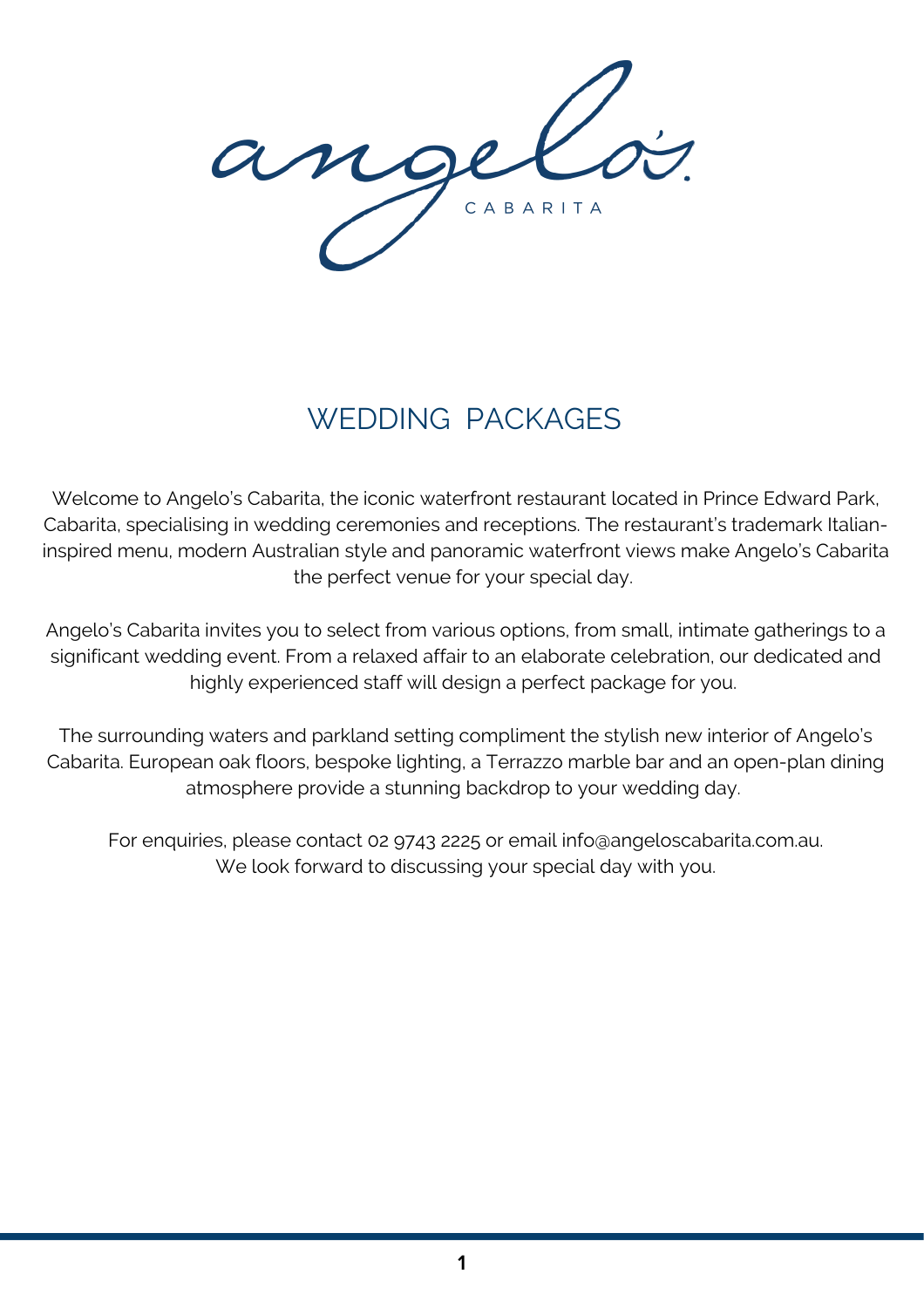# angelo's

CABARITA

## WEDDING PACKAGES

Welcome to Angelo's Cabarita, the iconic waterfront restaurant located in Prince Edward Park, Cabarita, specialising in wedding ceremonies and receptions. The restaurant's trademark Italian-inspired menu, modern Australian style and panoramic waterfront views make Angelo's Cabarita the perfect venue for your special day.

Angelo's Cabarita invites you to select from various options, from small, intimate gatherings to a significant wedding event. From a relaxed affair to an elaborate celebration, our dedicated and highly experienced staff will design a perfect package for you.

The surrounding waters and parkland setting compliment the stylish new interior of Angelo's Cabarita. European oak floors, bespoke lighting, a Terrazzo marble bar and an open-plan dining atmosphere provide a stunning backdrop to your wedding day.

For enquiries, please contact 02 9743 2225 or email info@angeloscabarita.com.au.
We look forward to discussing your special day with you.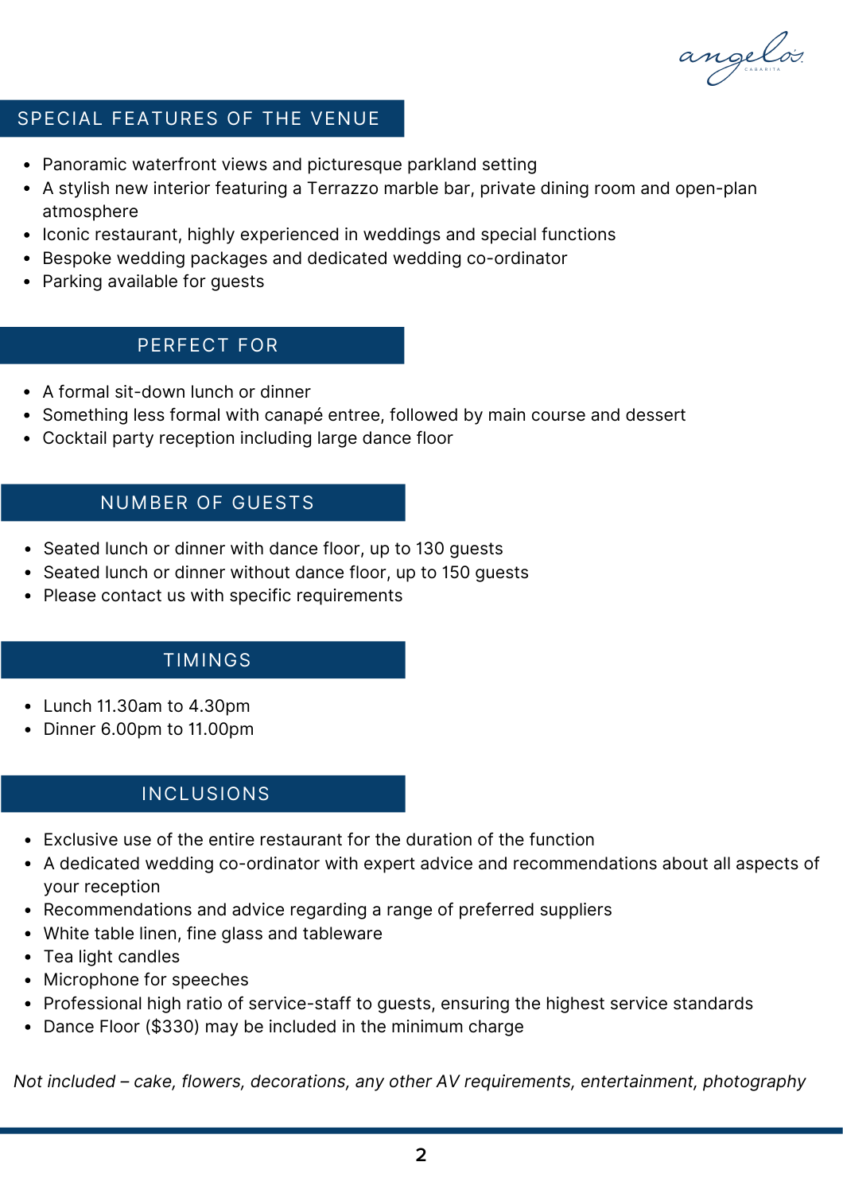## SPECIAL FEATURES OF THE VENUE

- Panoramic waterfront views and picturesque parkland setting
- A stylish new interior featuring a Terrazzo marble bar, private dining room and open-plan atmosphere
- Iconic restaurant, highly experienced in weddings and special functions
- Bespoke wedding packages and dedicated wedding co-ordinator
- Parking available for guests

## PERFECT FOR

- A formal sit-down lunch or dinner
- Something less formal with canapé entree, followed by main course and dessert
- Cocktail party reception including large dance floor

## NUMBER OF GUESTS

- Seated lunch or dinner with dance floor, up to 130 guests
- Seated lunch or dinner without dance floor, up to 150 guests
- Please contact us with specific requirements

## TIMINGS

- Lunch 11.30am to 4.30pm
- Dinner 6.00pm to 11.00pm

## INCLUSIONS

- Exclusive use of the entire restaurant for the duration of the function
- A dedicated wedding co-ordinator with expert advice and recommendations about all aspects of your reception
- Recommendations and advice regarding a range of preferred suppliers
- White table linen, fine glass and tableware
- Tea light candles
- Microphone for speeches
- Professional high ratio of service-staff to guests, ensuring the highest service standards
- Dance Floor ($330) may be included in the minimum charge

*Not included – cake, flowers, decorations, any other AV requirements, entertainment, photography*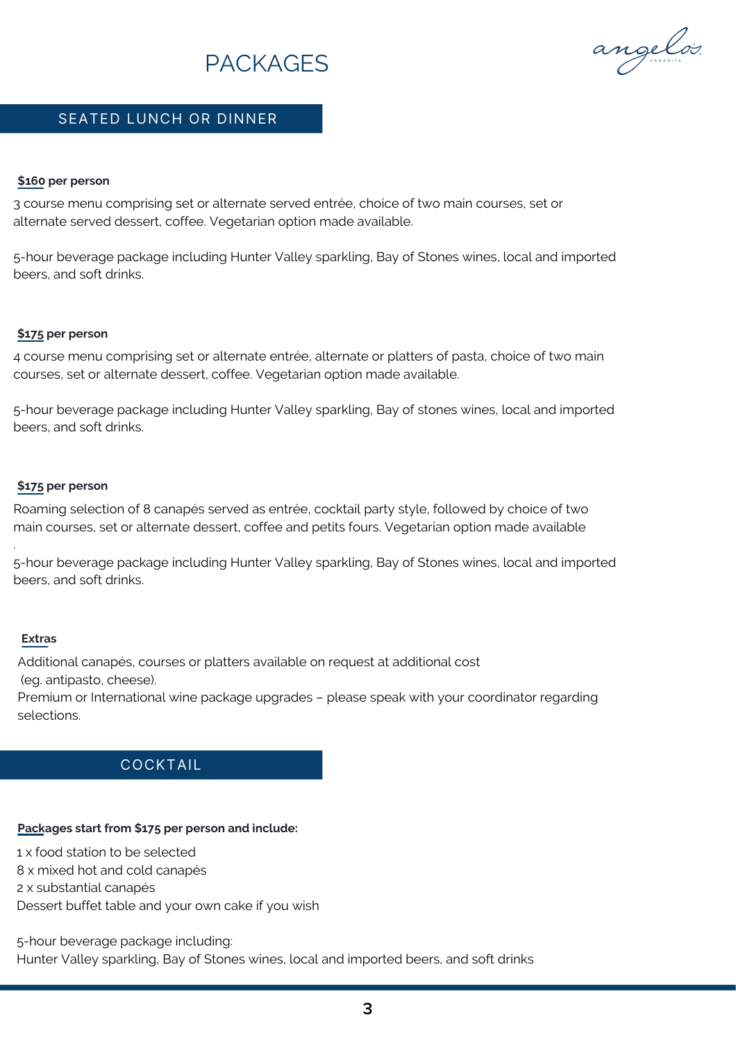# PACKAGES

## SEATED LUNCH OR DINNER

**$160 per person**

3 course menu comprising set or alternate served entrée, choice of two main courses, set or alternate served dessert, coffee. Vegetarian option made available.

5-hour beverage package including Hunter Valley sparkling, Bay of Stones wines, local and imported beers, and soft drinks.

**$175 per person**

4 course menu comprising set or alternate entrée, alternate or platters of pasta, choice of two main courses, set or alternate dessert, coffee. Vegetarian option made available.

5-hour beverage package including Hunter Valley sparkling, Bay of stones wines, local and imported beers, and soft drinks.

**$175 per person**

Roaming selection of 8 canapés served as entrée, cocktail party style, followed by choice of two main courses, set or alternate dessert, coffee and petits fours. Vegetarian option made available

.

5-hour beverage package including Hunter Valley sparkling, Bay of Stones wines, local and imported beers, and soft drinks.

**Extras**

Additional canapés, courses or platters available on request at additional cost
(eg. antipasto, cheese).
Premium or International wine package upgrades – please speak with your coordinator regarding selections.

## COCKTAIL

**Packages start from $175 per person and include:**

1 x food station to be selected
8 x mixed hot and cold canapés
2 x substantial canapés
Dessert buffet table and your own cake if you wish

5-hour beverage package including:
Hunter Valley sparkling, Bay of Stones wines, local and imported beers, and soft drinks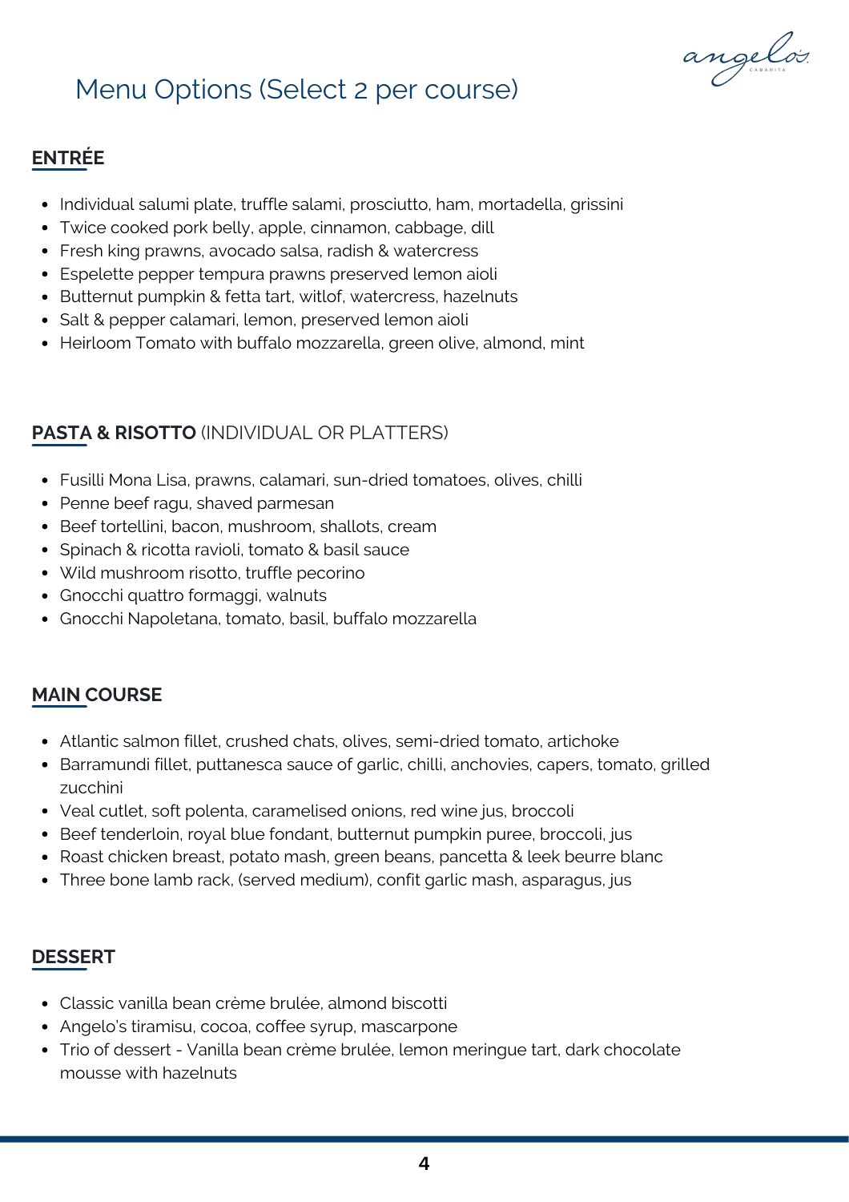# Menu Options (Select 2 per course)

## ENTRÉE

- Individual salumi plate, truffle salami, prosciutto, ham, mortadella, grissini
- Twice cooked pork belly, apple, cinnamon, cabbage, dill
- Fresh king prawns, avocado salsa, radish & watercress
- Espelette pepper tempura prawns preserved lemon aioli
- Butternut pumpkin & fetta tart, witlof, watercress, hazelnuts
- Salt & pepper calamari, lemon, preserved lemon aioli
- Heirloom Tomato with buffalo mozzarella, green olive, almond, mint

## PASTA & RISOTTO (INDIVIDUAL OR PLATTERS)

- Fusilli Mona Lisa, prawns, calamari, sun-dried tomatoes, olives, chilli
- Penne beef ragu, shaved parmesan
- Beef tortellini, bacon, mushroom, shallots, cream
- Spinach & ricotta ravioli, tomato & basil sauce
- Wild mushroom risotto, truffle pecorino
- Gnocchi quattro formaggi, walnuts
- Gnocchi Napoletana, tomato, basil, buffalo mozzarella

## MAIN COURSE

- Atlantic salmon fillet, crushed chats, olives, semi-dried tomato, artichoke
- Barramundi fillet, puttanesca sauce of garlic, chilli, anchovies, capers, tomato, grilled zucchini
- Veal cutlet, soft polenta, caramelised onions, red wine jus, broccoli
- Beef tenderloin, royal blue fondant, butternut pumpkin puree, broccoli, jus
- Roast chicken breast, potato mash, green beans, pancetta & leek beurre blanc
- Three bone lamb rack, (served medium), confit garlic mash, asparagus, jus

## DESSERT

- Classic vanilla bean crème brulée, almond biscotti
- Angelo's tiramisu, cocoa, coffee syrup, mascarpone
- Trio of dessert - Vanilla bean crème brulée, lemon meringue tart, dark chocolate mousse with hazelnuts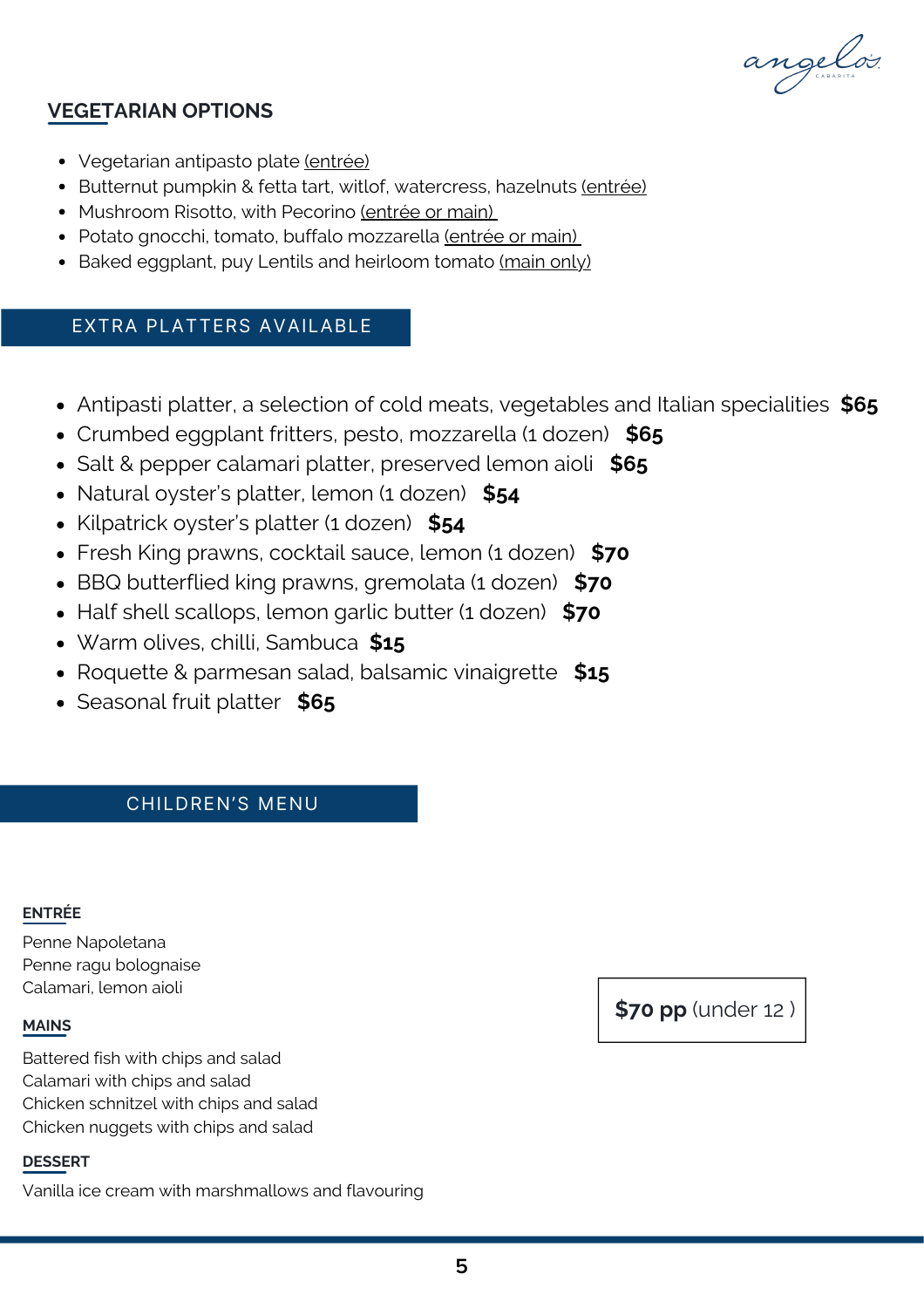## VEGETARIAN OPTIONS

- Vegetarian antipasto plate (entrée)
- Butternut pumpkin & fetta tart, witlof, watercress, hazelnuts (entrée)
- Mushroom Risotto, with Pecorino (entrée or main)
- Potato gnocchi, tomato, buffalo mozzarella (entrée or main)
- Baked eggplant, puy Lentils and heirloom tomato (main only)

## EXTRA PLATTERS AVAILABLE

- Antipasti platter, a selection of cold meats, vegetables and Italian specialities **$65**
- Crumbed eggplant fritters, pesto, mozzarella (1 dozen) **$65**
- Salt & pepper calamari platter, preserved lemon aioli **$65**
- Natural oyster's platter, lemon (1 dozen) **$54**
- Kilpatrick oyster's platter (1 dozen) **$54**
- Fresh King prawns, cocktail sauce, lemon (1 dozen) **$70**
- BBQ butterflied king prawns, gremolata (1 dozen) **$70**
- Half shell scallops, lemon garlic butter (1 dozen) **$70**
- Warm olives, chilli, Sambuca **$15**
- Roquette & parmesan salad, balsamic vinaigrette **$15**
- Seasonal fruit platter **$65**

## CHILDREN'S MENU

**$70 pp** (under 12 )

### ENTRÉE

Penne Napoletana
Penne ragu bolognaise
Calamari, lemon aioli

### MAINS

Battered fish with chips and salad
Calamari with chips and salad
Chicken schnitzel with chips and salad
Chicken nuggets with chips and salad

### DESSERT

Vanilla ice cream with marshmallows and flavouring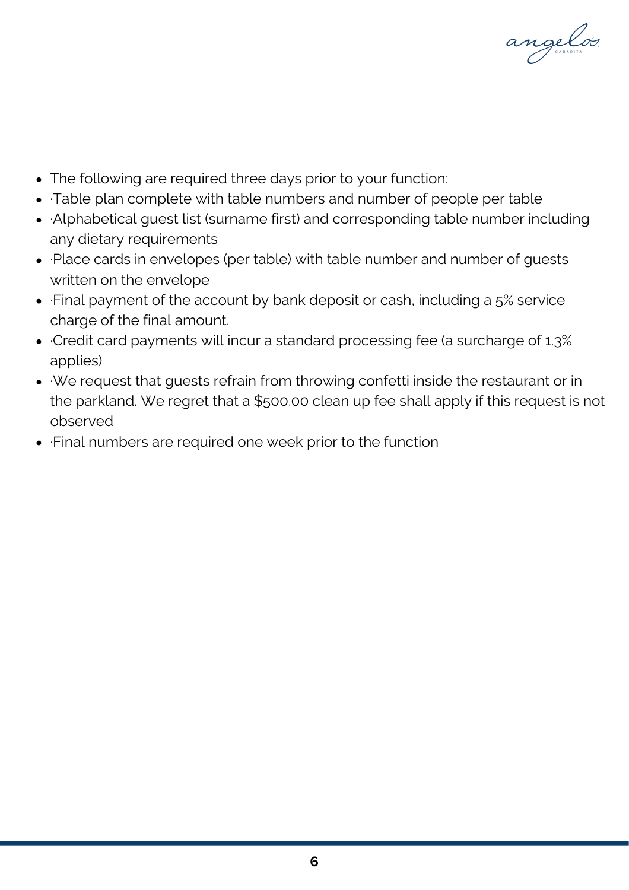- The following are required three days prior to your function:
- ·Table plan complete with table numbers and number of people per table
- ·Alphabetical guest list (surname first) and corresponding table number including any dietary requirements
- ·Place cards in envelopes (per table) with table number and number of guests written on the envelope
- ·Final payment of the account by bank deposit or cash, including a 5% service charge of the final amount.
- ·Credit card payments will incur a standard processing fee (a surcharge of 1.3% applies)
- ·We request that guests refrain from throwing confetti inside the restaurant or in the parkland. We regret that a $500.00 clean up fee shall apply if this request is not observed
- ·Final numbers are required one week prior to the function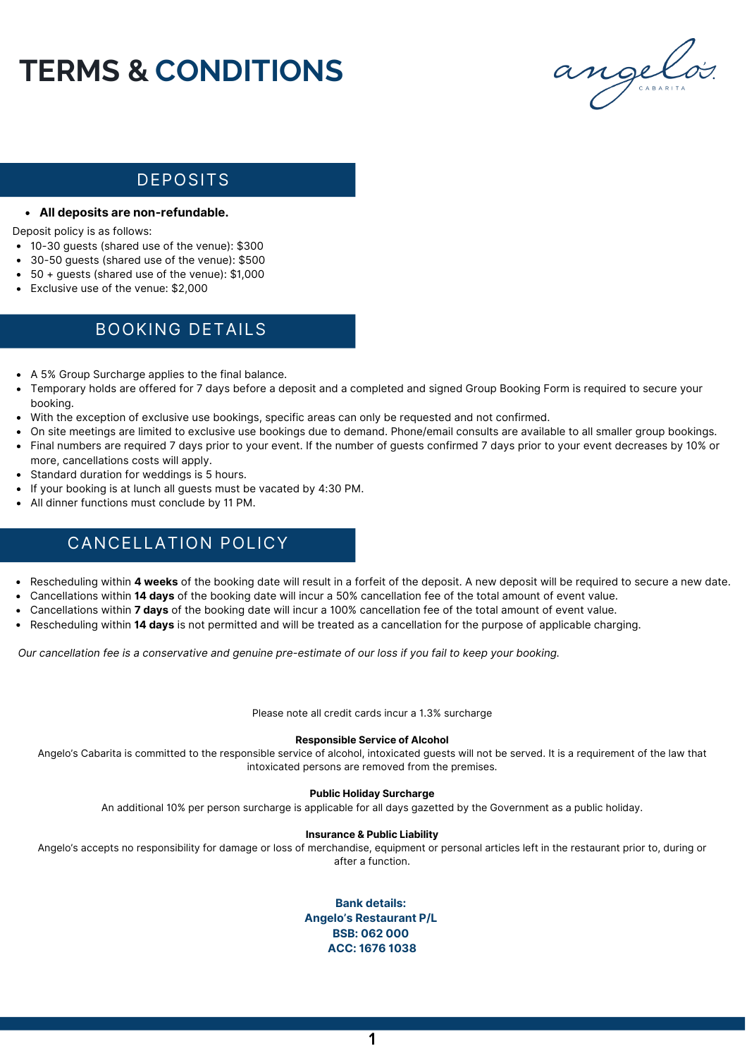# TERMS & CONDITIONS

angelo's CABARITA

## DEPOSITS

- **All deposits are non-refundable.**

Deposit policy is as follows:

- 10-30 guests (shared use of the venue): $300
- 30-50 guests (shared use of the venue): $500
- 50 + guests (shared use of the venue): $1,000
- Exclusive use of the venue: $2,000

## BOOKING DETAILS

- A 5% Group Surcharge applies to the final balance.
- Temporary holds are offered for 7 days before a deposit and a completed and signed Group Booking Form is required to secure your booking.
- With the exception of exclusive use bookings, specific areas can only be requested and not confirmed.
- On site meetings are limited to exclusive use bookings due to demand. Phone/email consults are available to all smaller group bookings.
- Final numbers are required 7 days prior to your event. If the number of guests confirmed 7 days prior to your event decreases by 10% or more, cancellations costs will apply.
- Standard duration for weddings is 5 hours.
- If your booking is at lunch all guests must be vacated by 4:30 PM.
- All dinner functions must conclude by 11 PM.

## CANCELLATION POLICY

- Rescheduling within **4 weeks** of the booking date will result in a forfeit of the deposit. A new deposit will be required to secure a new date.
- Cancellations within **14 days** of the booking date will incur a 50% cancellation fee of the total amount of event value.
- Cancellations within **7 days** of the booking date will incur a 100% cancellation fee of the total amount of event value.
- Rescheduling within **14 days** is not permitted and will be treated as a cancellation for the purpose of applicable charging.

*Our cancellation fee is a conservative and genuine pre-estimate of our loss if you fail to keep your booking.*

Please note all credit cards incur a 1.3% surcharge

**Responsible Service of Alcohol**
Angelo's Cabarita is committed to the responsible service of alcohol, intoxicated guests will not be served. It is a requirement of the law that intoxicated persons are removed from the premises.

**Public Holiday Surcharge**
An additional 10% per person surcharge is applicable for all days gazetted by the Government as a public holiday.

**Insurance & Public Liability**
Angelo's accepts no responsibility for damage or loss of merchandise, equipment or personal articles left in the restaurant prior to, during or after a function.

**Bank details:**
**Angelo's Restaurant P/L**
**BSB: 062 000**
**ACC: 1676 1038**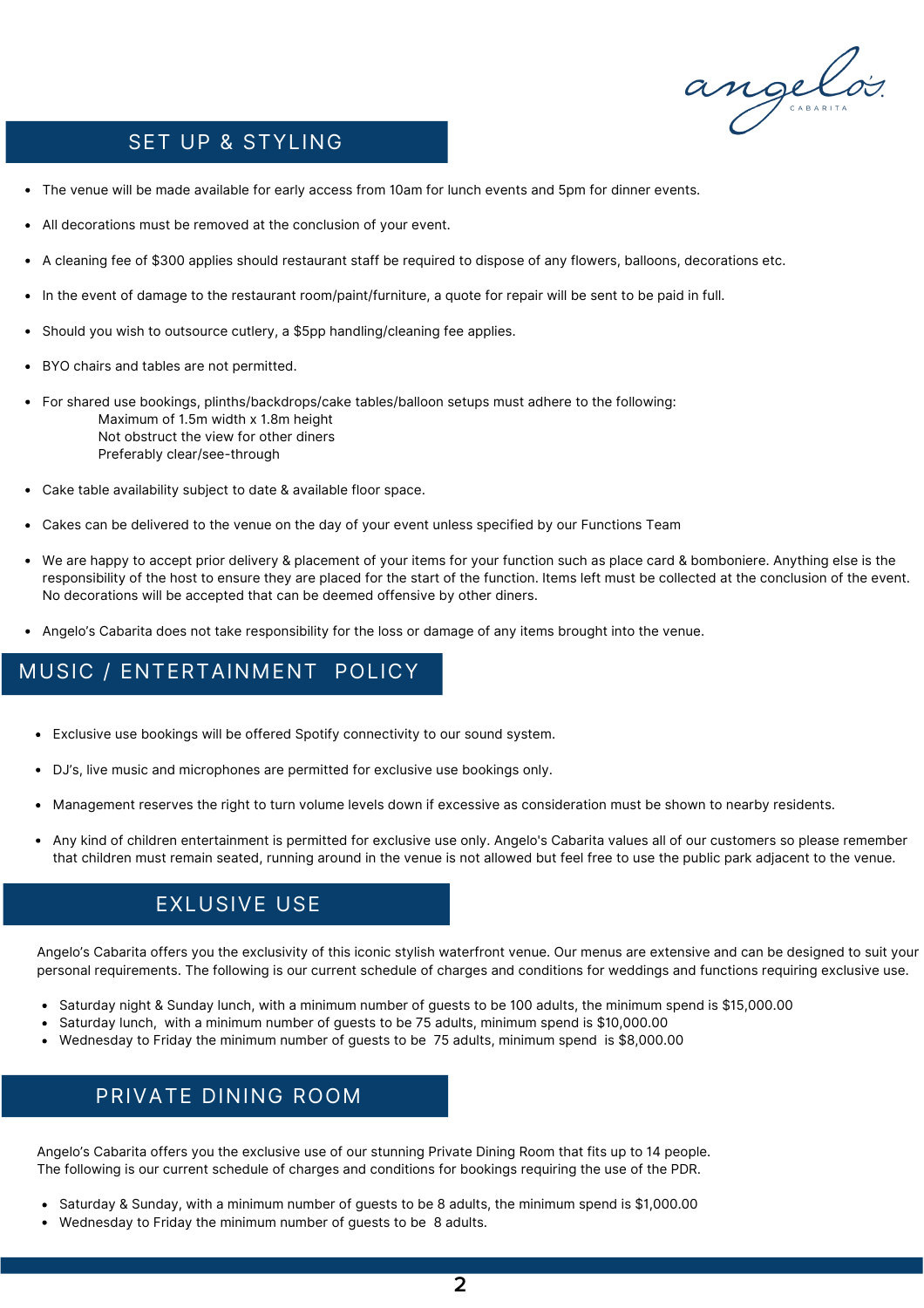## SET UP & STYLING

- The venue will be made available for early access from 10am for lunch events and 5pm for dinner events.
- All decorations must be removed at the conclusion of your event.
- A cleaning fee of $300 applies should restaurant staff be required to dispose of any flowers, balloons, decorations etc.
- In the event of damage to the restaurant room/paint/furniture, a quote for repair will be sent to be paid in full.
- Should you wish to outsource cutlery, a $5pp handling/cleaning fee applies.
- BYO chairs and tables are not permitted.
- For shared use bookings, plinths/backdrops/cake tables/balloon setups must adhere to the following:
  - Maximum of 1.5m width x 1.8m height
  - Not obstruct the view for other diners
  - Preferably clear/see-through
- Cake table availability subject to date & available floor space.
- Cakes can be delivered to the venue on the day of your event unless specified by our Functions Team
- We are happy to accept prior delivery & placement of your items for your function such as place card & bomboniere. Anything else is the responsibility of the host to ensure they are placed for the start of the function. Items left must be collected at the conclusion of the event. No decorations will be accepted that can be deemed offensive by other diners.
- Angelo's Cabarita does not take responsibility for the loss or damage of any items brought into the venue.

## MUSIC / ENTERTAINMENT POLICY

- Exclusive use bookings will be offered Spotify connectivity to our sound system.
- DJ's, live music and microphones are permitted for exclusive use bookings only.
- Management reserves the right to turn volume levels down if excessive as consideration must be shown to nearby residents.
- Any kind of children entertainment is permitted for exclusive use only. Angelo's Cabarita values all of our customers so please remember that children must remain seated, running around in the venue is not allowed but feel free to use the public park adjacent to the venue.

## EXLUSIVE USE

Angelo's Cabarita offers you the exclusivity of this iconic stylish waterfront venue. Our menus are extensive and can be designed to suit your personal requirements. The following is our current schedule of charges and conditions for weddings and functions requiring exclusive use.

- Saturday night & Sunday lunch, with a minimum number of guests to be 100 adults, the minimum spend is $15,000.00
- Saturday lunch, with a minimum number of guests to be 75 adults, minimum spend is $10,000.00
- Wednesday to Friday the minimum number of guests to be 75 adults, minimum spend is $8,000.00

## PRIVATE DINING ROOM

Angelo's Cabarita offers you the exclusive use of our stunning Private Dining Room that fits up to 14 people.
The following is our current schedule of charges and conditions for bookings requiring the use of the PDR.

- Saturday & Sunday, with a minimum number of guests to be 8 adults, the minimum spend is $1,000.00
- Wednesday to Friday the minimum number of guests to be 8 adults.